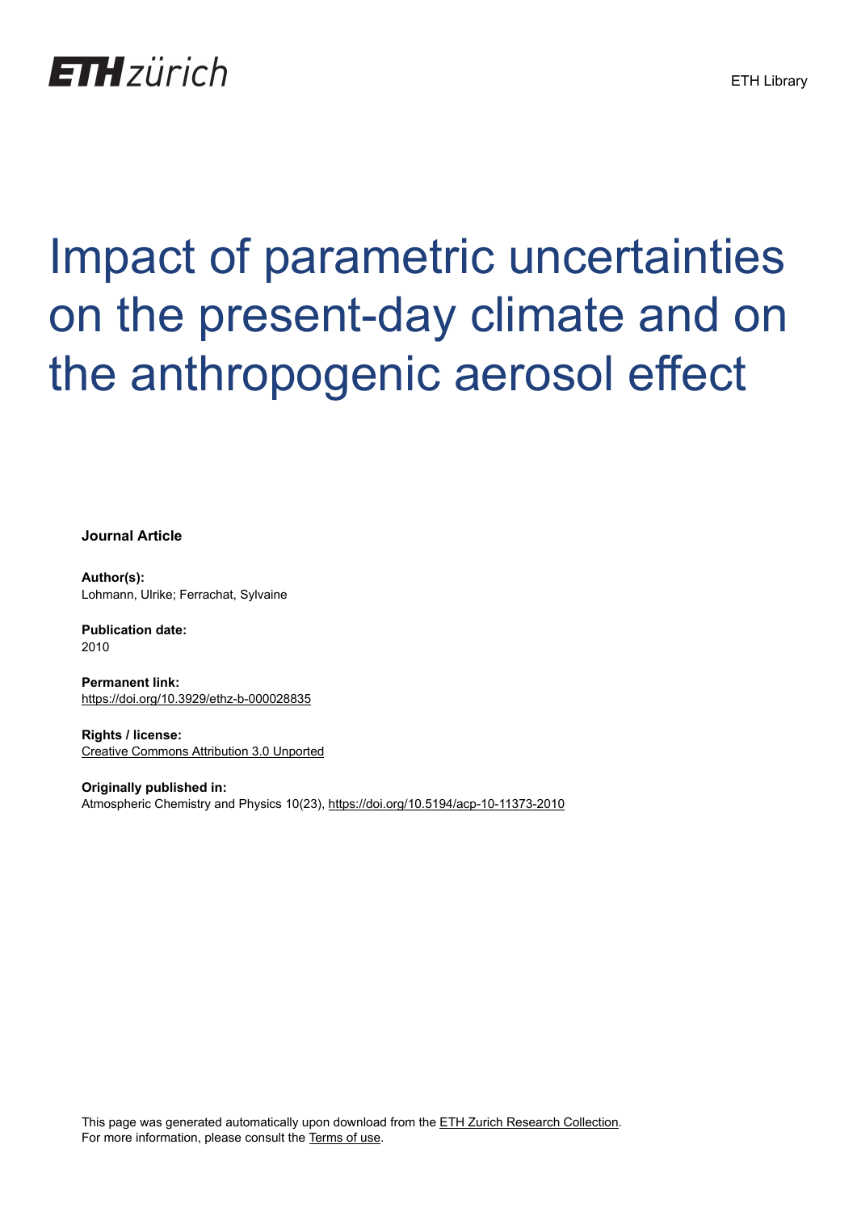ETH Library

# Impact of parametric uncertainties on the present-day climate and on the anthropogenic aerosol effect

**Journal Article**

**Author(s):**
Lohmann, Ulrike; Ferrachat, Sylvaine

**Publication date:**
2010

**Permanent link:**
https://doi.org/10.3929/ethz-b-000028835

**Rights / license:**
Creative Commons Attribution 3.0 Unported

**Originally published in:**
Atmospheric Chemistry and Physics 10(23), https://doi.org/10.5194/acp-10-11373-2010

This page was generated automatically upon download from the ETH Zurich Research Collection.
For more information, please consult the Terms of use.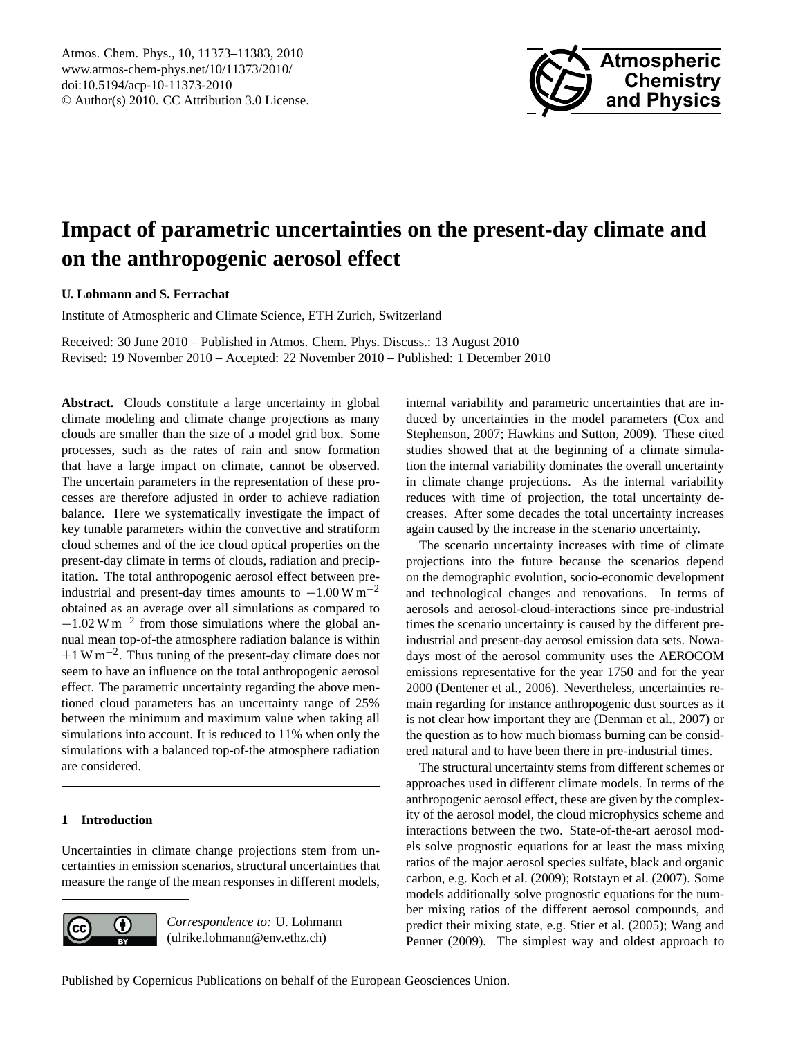# Impact of parametric uncertainties on the present-day climate and on the anthropogenic aerosol effect

**U. Lohmann and S. Ferrachat**

Institute of Atmospheric and Climate Science, ETH Zurich, Switzerland

Received: 30 June 2010 – Published in Atmos. Chem. Phys. Discuss.: 13 August 2010
Revised: 19 November 2010 – Accepted: 22 November 2010 – Published: 1 December 2010

**Abstract.** Clouds constitute a large uncertainty in global climate modeling and climate change projections as many clouds are smaller than the size of a model grid box. Some processes, such as the rates of rain and snow formation that have a large impact on climate, cannot be observed. The uncertain parameters in the representation of these processes are therefore adjusted in order to achieve radiation balance. Here we systematically investigate the impact of key tunable parameters within the convective and stratiform cloud schemes and of the ice cloud optical properties on the present-day climate in terms of clouds, radiation and precipitation. The total anthropogenic aerosol effect between pre-industrial and present-day times amounts to $-1.00\,\mathrm{W\,m^{-2}}$ obtained as an average over all simulations as compared to $-1.02\,\mathrm{W\,m^{-2}}$ from those simulations where the global annual mean top-of-the atmosphere radiation balance is within $\pm 1\,\mathrm{W\,m^{-2}}$. Thus tuning of the present-day climate does not seem to have an influence on the total anthropogenic aerosol effect. The parametric uncertainty regarding the above mentioned cloud parameters has an uncertainty range of 25% between the minimum and maximum value when taking all simulations into account. It is reduced to 11% when only the simulations with a balanced top-of-the atmosphere radiation are considered.

## 1 Introduction

Uncertainties in climate change projections stem from uncertainties in emission scenarios, structural uncertainties that measure the range of the mean responses in different models, internal variability and parametric uncertainties that are induced by uncertainties in the model parameters (Cox and Stephenson, 2007; Hawkins and Sutton, 2009). These cited studies showed that at the beginning of a climate simulation the internal variability dominates the overall uncertainty in climate change projections. As the internal variability reduces with time of projection, the total uncertainty decreases. After some decades the total uncertainty increases again caused by the increase in the scenario uncertainty.

The scenario uncertainty increases with time of climate projections into the future because the scenarios depend on the demographic evolution, socio-economic development and technological changes and renovations. In terms of aerosols and aerosol-cloud-interactions since pre-industrial times the scenario uncertainty is caused by the different pre-industrial and present-day aerosol emission data sets. Nowadays most of the aerosol community uses the AEROCOM emissions representative for the year 1750 and for the year 2000 (Dentener et al., 2006). Nevertheless, uncertainties remain regarding for instance anthropogenic dust sources as it is not clear how important they are (Denman et al., 2007) or the question as to how much biomass burning can be considered natural and to have been there in pre-industrial times.

The structural uncertainty stems from different schemes or approaches used in different climate models. In terms of the anthropogenic aerosol effect, these are given by the complexity of the aerosol model, the cloud microphysics scheme and interactions between the two. State-of-the-art aerosol models solve prognostic equations for at least the mass mixing ratios of the major aerosol species sulfate, black and organic carbon, e.g. Koch et al. (2009); Rotstayn et al. (2007). Some models additionally solve prognostic equations for the number mixing ratios of the different aerosol compounds, and predict their mixing state, e.g. Stier et al. (2005); Wang and Penner (2009). The simplest way and oldest approach to

*Correspondence to:* U. Lohmann
(ulrike.lohmann@env.ethz.ch)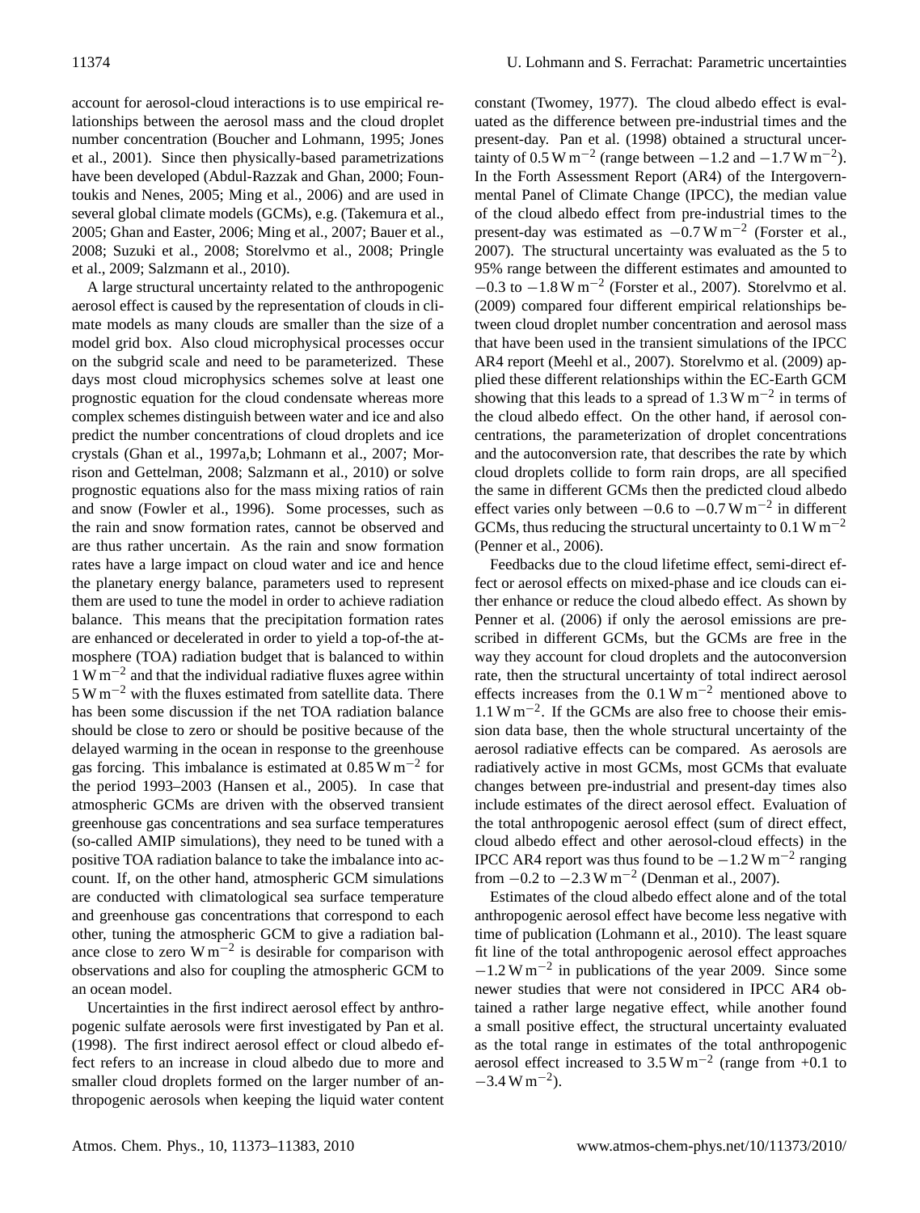account for aerosol-cloud interactions is to use empirical relationships between the aerosol mass and the cloud droplet number concentration (Boucher and Lohmann, 1995; Jones et al., 2001). Since then physically-based parametrizations have been developed (Abdul-Razzak and Ghan, 2000; Fountoukis and Nenes, 2005; Ming et al., 2006) and are used in several global climate models (GCMs), e.g. (Takemura et al., 2005; Ghan and Easter, 2006; Ming et al., 2007; Bauer et al., 2008; Suzuki et al., 2008; Storelvmo et al., 2008; Pringle et al., 2009; Salzmann et al., 2010).

A large structural uncertainty related to the anthropogenic aerosol effect is caused by the representation of clouds in climate models as many clouds are smaller than the size of a model grid box. Also cloud microphysical processes occur on the subgrid scale and need to be parameterized. These days most cloud microphysics schemes solve at least one prognostic equation for the cloud condensate whereas more complex schemes distinguish between water and ice and also predict the number concentrations of cloud droplets and ice crystals (Ghan et al., 1997a,b; Lohmann et al., 2007; Morrison and Gettelman, 2008; Salzmann et al., 2010) or solve prognostic equations also for the mass mixing ratios of rain and snow (Fowler et al., 1996). Some processes, such as the rain and snow formation rates, cannot be observed and are thus rather uncertain. As the rain and snow formation rates have a large impact on cloud water and ice and hence the planetary energy balance, parameters used to represent them are used to tune the model in order to achieve radiation balance. This means that the precipitation formation rates are enhanced or decelerated in order to yield a top-of-the-atmosphere (TOA) radiation budget that is balanced to within $1\,\mathrm{W\,m^{-2}}$ and that the individual radiative fluxes agree within $5\,\mathrm{W\,m^{-2}}$ with the fluxes estimated from satellite data. There has been some discussion if the net TOA radiation balance should be close to zero or should be positive because of the delayed warming in the ocean in response to the greenhouse gas forcing. This imbalance is estimated at $0.85\,\mathrm{W\,m^{-2}}$ for the period 1993–2003 (Hansen et al., 2005). In case that atmospheric GCMs are driven with the observed transient greenhouse gas concentrations and sea surface temperatures (so-called AMIP simulations), they need to be tuned with a positive TOA radiation balance to take the imbalance into account. If, on the other hand, atmospheric GCM simulations are conducted with climatological sea surface temperature and greenhouse gas concentrations that correspond to each other, tuning the atmospheric GCM to give a radiation balance close to zero $\mathrm{W\,m^{-2}}$ is desirable for comparison with observations and also for coupling the atmospheric GCM to an ocean model.

Uncertainties in the first indirect aerosol effect by anthropogenic sulfate aerosols were first investigated by Pan et al. (1998). The first indirect aerosol effect or cloud albedo effect refers to an increase in cloud albedo due to more and smaller cloud droplets formed on the larger number of anthropogenic aerosols when keeping the liquid water content constant (Twomey, 1977). The cloud albedo effect is evaluated as the difference between pre-industrial times and the present-day. Pan et al. (1998) obtained a structural uncertainty of $0.5\,\mathrm{W\,m^{-2}}$ (range between $-1.2$ and $-1.7\,\mathrm{W\,m^{-2}}$). In the Forth Assessment Report (AR4) of the Intergovernmental Panel of Climate Change (IPCC), the median value of the cloud albedo effect from pre-industrial times to the present-day was estimated as $-0.7\,\mathrm{W\,m^{-2}}$ (Forster et al., 2007). The structural uncertainty was evaluated as the 5 to 95% range between the different estimates and amounted to $-0.3$ to $-1.8\,\mathrm{W\,m^{-2}}$ (Forster et al., 2007). Storelvmo et al. (2009) compared four different empirical relationships between cloud droplet number concentration and aerosol mass that have been used in the transient simulations of the IPCC AR4 report (Meehl et al., 2007). Storelvmo et al. (2009) applied these different relationships within the EC-Earth GCM showing that this leads to a spread of $1.3\,\mathrm{W\,m^{-2}}$ in terms of the cloud albedo effect. On the other hand, if aerosol concentrations, the parameterization of droplet concentrations and the autoconversion rate, that describes the rate by which cloud droplets collide to form rain drops, are all specified the same in different GCMs then the predicted cloud albedo effect varies only between $-0.6$ to $-0.7\,\mathrm{W\,m^{-2}}$ in different GCMs, thus reducing the structural uncertainty to $0.1\,\mathrm{W\,m^{-2}}$ (Penner et al., 2006).

Feedbacks due to the cloud lifetime effect, semi-direct effect or aerosol effects on mixed-phase and ice clouds can either enhance or reduce the cloud albedo effect. As shown by Penner et al. (2006) if only the aerosol emissions are prescribed in different GCMs, but the GCMs are free in the way they account for cloud droplets and the autoconversion rate, then the structural uncertainty of total indirect aerosol effects increases from the $0.1\,\mathrm{W\,m^{-2}}$ mentioned above to $1.1\,\mathrm{W\,m^{-2}}$. If the GCMs are also free to choose their emission data base, then the whole structural uncertainty of the aerosol radiative effects can be compared. As aerosols are radiatively active in most GCMs, most GCMs that evaluate changes between pre-industrial and present-day times also include estimates of the direct aerosol effect. Evaluation of the total anthropogenic aerosol effect (sum of direct effect, cloud albedo effect and other aerosol-cloud effects) in the IPCC AR4 report was thus found to be $-1.2\,\mathrm{W\,m^{-2}}$ ranging from $-0.2$ to $-2.3\,\mathrm{W\,m^{-2}}$ (Denman et al., 2007).

Estimates of the cloud albedo effect alone and of the total anthropogenic aerosol effect have become less negative with time of publication (Lohmann et al., 2010). The least square fit line of the total anthropogenic aerosol effect approaches $-1.2\,\mathrm{W\,m^{-2}}$ in publications of the year 2009. Since some newer studies that were not considered in IPCC AR4 obtained a rather large negative effect, while another found a small positive effect, the structural uncertainty evaluated as the total range in estimates of the total anthropogenic aerosol effect increased to $3.5\,\mathrm{W\,m^{-2}}$ (range from $+0.1$ to $-3.4\,\mathrm{W\,m^{-2}}$).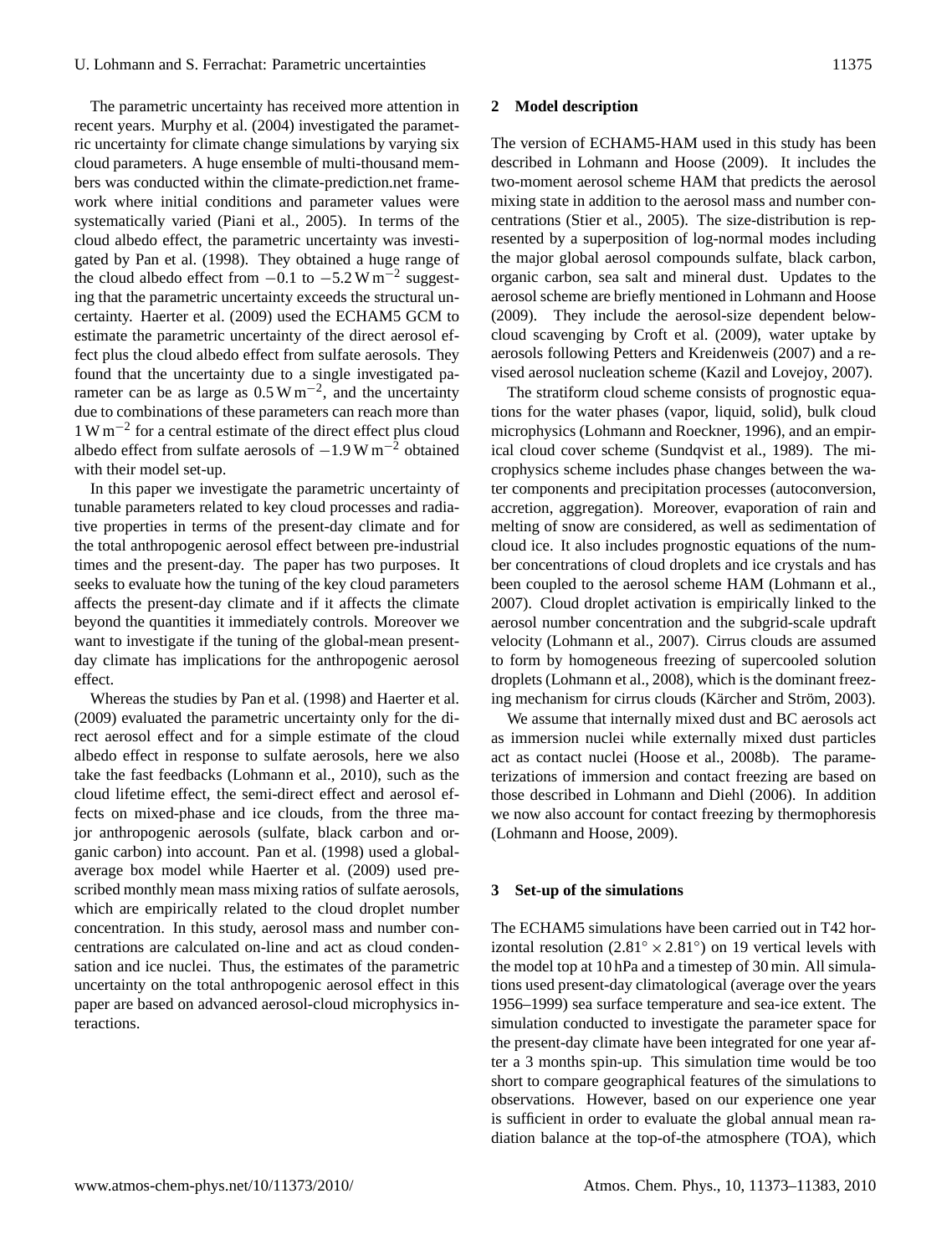The parametric uncertainty has received more attention in recent years. Murphy et al. (2004) investigated the parametric uncertainty for climate change simulations by varying six cloud parameters. A huge ensemble of multi-thousand members was conducted within the climate-prediction.net framework where initial conditions and parameter values were systematically varied (Piani et al., 2005). In terms of the cloud albedo effect, the parametric uncertainty was investigated by Pan et al. (1998). They obtained a huge range of the cloud albedo effect from $-0.1$ to $-5.2\,\mathrm{W\,m^{-2}}$ suggesting that the parametric uncertainty exceeds the structural uncertainty. Haerter et al. (2009) used the ECHAM5 GCM to estimate the parametric uncertainty of the direct aerosol effect plus the cloud albedo effect from sulfate aerosols. They found that the uncertainty due to a single investigated parameter can be as large as $0.5\,\mathrm{W\,m^{-2}}$, and the uncertainty due to combinations of these parameters can reach more than $1\,\mathrm{W\,m^{-2}}$ for a central estimate of the direct effect plus cloud albedo effect from sulfate aerosols of $-1.9\,\mathrm{W\,m^{-2}}$ obtained with their model set-up.

In this paper we investigate the parametric uncertainty of tunable parameters related to key cloud processes and radiative properties in terms of the present-day climate and for the total anthropogenic aerosol effect between pre-industrial times and the present-day. The paper has two purposes. It seeks to evaluate how the tuning of the key cloud parameters affects the present-day climate and if it affects the climate beyond the quantities it immediately controls. Moreover we want to investigate if the tuning of the global-mean present-day climate has implications for the anthropogenic aerosol effect.

Whereas the studies by Pan et al. (1998) and Haerter et al. (2009) evaluated the parametric uncertainty only for the direct aerosol effect and for a simple estimate of the cloud albedo effect in response to sulfate aerosols, here we also take the fast feedbacks (Lohmann et al., 2010), such as the cloud lifetime effect, the semi-direct effect and aerosol effects on mixed-phase and ice clouds, from the three major anthropogenic aerosols (sulfate, black carbon and organic carbon) into account. Pan et al. (1998) used a global-average box model while Haerter et al. (2009) used prescribed monthly mean mass mixing ratios of sulfate aerosols, which are empirically related to the cloud droplet number concentration. In this study, aerosol mass and number concentrations are calculated on-line and act as cloud condensation and ice nuclei. Thus, the estimates of the parametric uncertainty on the total anthropogenic aerosol effect in this paper are based on advanced aerosol-cloud microphysics interactions.

## 2 Model description

The version of ECHAM5-HAM used in this study has been described in Lohmann and Hoose (2009). It includes the two-moment aerosol scheme HAM that predicts the aerosol mixing state in addition to the aerosol mass and number concentrations (Stier et al., 2005). The size-distribution is represented by a superposition of log-normal modes including the major global aerosol compounds sulfate, black carbon, organic carbon, sea salt and mineral dust. Updates to the aerosol scheme are briefly mentioned in Lohmann and Hoose (2009). They include the aerosol-size dependent below-cloud scavenging by Croft et al. (2009), water uptake by aerosols following Petters and Kreidenweis (2007) and a revised aerosol nucleation scheme (Kazil and Lovejoy, 2007).

The stratiform cloud scheme consists of prognostic equations for the water phases (vapor, liquid, solid), bulk cloud microphysics (Lohmann and Roeckner, 1996), and an empirical cloud cover scheme (Sundqvist et al., 1989). The microphysics scheme includes phase changes between the water components and precipitation processes (autoconversion, accretion, aggregation). Moreover, evaporation of rain and melting of snow are considered, as well as sedimentation of cloud ice. It also includes prognostic equations of the number concentrations of cloud droplets and ice crystals and has been coupled to the aerosol scheme HAM (Lohmann et al., 2007). Cloud droplet activation is empirically linked to the aerosol number concentration and the subgrid-scale updraft velocity (Lohmann et al., 2007). Cirrus clouds are assumed to form by homogeneous freezing of supercooled solution droplets (Lohmann et al., 2008), which is the dominant freezing mechanism for cirrus clouds (Kärcher and Ström, 2003).

We assume that internally mixed dust and BC aerosols act as immersion nuclei while externally mixed dust particles act as contact nuclei (Hoose et al., 2008b). The parameterizations of immersion and contact freezing are based on those described in Lohmann and Diehl (2006). In addition we now also account for contact freezing by thermophoresis (Lohmann and Hoose, 2009).

## 3 Set-up of the simulations

The ECHAM5 simulations have been carried out in T42 horizontal resolution ($2.81^\circ \times 2.81^\circ$) on 19 vertical levels with the model top at 10 hPa and a timestep of 30 min. All simulations used present-day climatological (average over the years 1956–1999) sea surface temperature and sea-ice extent. The simulation conducted to investigate the parameter space for the present-day climate have been integrated for one year after a 3 months spin-up. This simulation time would be too short to compare geographical features of the simulations to observations. However, based on our experience one year is sufficient in order to evaluate the global annual mean radiation balance at the top-of-the atmosphere (TOA), which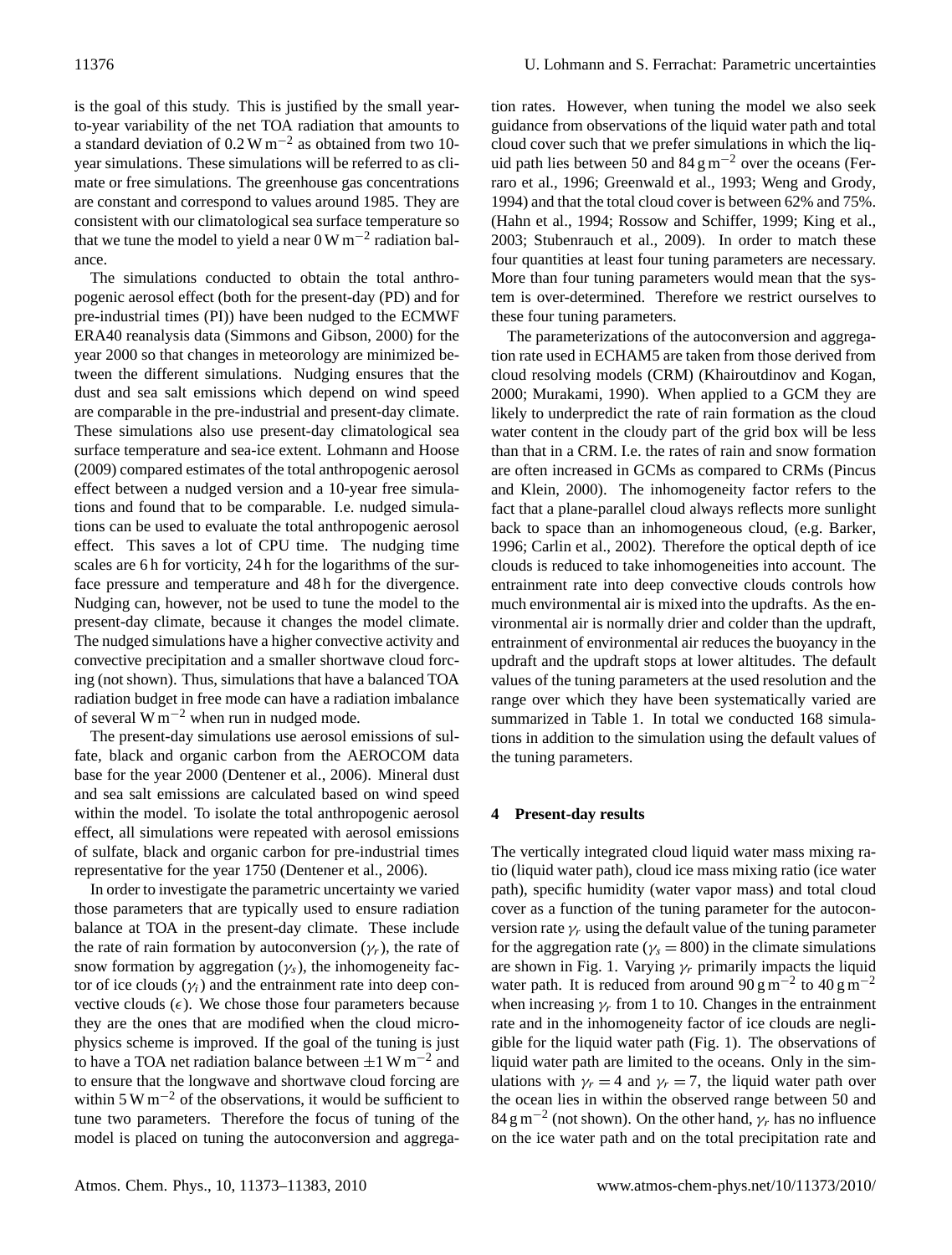is the goal of this study. This is justified by the small year-to-year variability of the net TOA radiation that amounts to a standard deviation of 0.2 W m$^{-2}$ as obtained from two 10-year simulations. These simulations will be referred to as climate or free simulations. The greenhouse gas concentrations are constant and correspond to values around 1985. They are consistent with our climatological sea surface temperature so that we tune the model to yield a near 0 W m$^{-2}$ radiation balance.

The simulations conducted to obtain the total anthropogenic aerosol effect (both for the present-day (PD) and for pre-industrial times (PI)) have been nudged to the ECMWF ERA40 reanalysis data (Simmons and Gibson, 2000) for the year 2000 so that changes in meteorology are minimized between the different simulations. Nudging ensures that the dust and sea salt emissions which depend on wind speed are comparable in the pre-industrial and present-day climate. These simulations also use present-day climatological sea surface temperature and sea-ice extent. Lohmann and Hoose (2009) compared estimates of the total anthropogenic aerosol effect between a nudged version and a 10-year free simulations and found that to be comparable. I.e. nudged simulations can be used to evaluate the total anthropogenic aerosol effect. This saves a lot of CPU time. The nudging time scales are 6 h for vorticity, 24 h for the logarithms of the surface pressure and temperature and 48 h for the divergence. Nudging can, however, not be used to tune the model to the present-day climate, because it changes the model climate. The nudged simulations have a higher convective activity and convective precipitation and a smaller shortwave cloud forcing (not shown). Thus, simulations that have a balanced TOA radiation budget in free mode can have a radiation imbalance of several W m$^{-2}$ when run in nudged mode.

The present-day simulations use aerosol emissions of sulfate, black and organic carbon from the AEROCOM data base for the year 2000 (Dentener et al., 2006). Mineral dust and sea salt emissions are calculated based on wind speed within the model. To isolate the total anthropogenic aerosol effect, all simulations were repeated with aerosol emissions of sulfate, black and organic carbon for pre-industrial times representative for the year 1750 (Dentener et al., 2006).

In order to investigate the parametric uncertainty we varied those parameters that are typically used to ensure radiation balance at TOA in the present-day climate. These include the rate of rain formation by autoconversion ($\gamma_r$), the rate of snow formation by aggregation ($\gamma_s$), the inhomogeneity factor of ice clouds ($\gamma_i$) and the entrainment rate into deep convective clouds ($\epsilon$). We chose those four parameters because they are the ones that are modified when the cloud microphysics scheme is improved. If the goal of the tuning is just to have a TOA net radiation balance between $\pm$1 W m$^{-2}$ and to ensure that the longwave and shortwave cloud forcing are within 5 W m$^{-2}$ of the observations, it would be sufficient to tune two parameters. Therefore the focus of tuning of the model is placed on tuning the autoconversion and aggregation rates. However, when tuning the model we also seek guidance from observations of the liquid water path and total cloud cover such that we prefer simulations in which the liquid path lies between 50 and 84 g m$^{-2}$ over the oceans (Ferraro et al., 1996; Greenwald et al., 1993; Weng and Grody, 1994) and that the total cloud cover is between 62% and 75%. (Hahn et al., 1994; Rossow and Schiffer, 1999; King et al., 2003; Stubenrauch et al., 2009). In order to match these four quantities at least four tuning parameters are necessary. More than four tuning parameters would mean that the system is over-determined. Therefore we restrict ourselves to these four tuning parameters.

The parameterizations of the autoconversion and aggregation rate used in ECHAM5 are taken from those derived from cloud resolving models (CRM) (Khairoutdinov and Kogan, 2000; Murakami, 1990). When applied to a GCM they are likely to underpredict the rate of rain formation as the cloud water content in the cloudy part of the grid box will be less than that in a CRM. I.e. the rates of rain and snow formation are often increased in GCMs as compared to CRMs (Pincus and Klein, 2000). The inhomogeneity factor refers to the fact that a plane-parallel cloud always reflects more sunlight back to space than an inhomogeneous cloud, (e.g. Barker, 1996; Carlin et al., 2002). Therefore the optical depth of ice clouds is reduced to take inhomogeneities into account. The entrainment rate into deep convective clouds controls how much environmental air is mixed into the updrafts. As the environmental air is normally drier and colder than the updraft, entrainment of environmental air reduces the buoyancy in the updraft and the updraft stops at lower altitudes. The default values of the tuning parameters at the used resolution and the range over which they have been systematically varied are summarized in Table 1. In total we conducted 168 simulations in addition to the simulation using the default values of the tuning parameters.

## 4 Present-day results

The vertically integrated cloud liquid water mass mixing ratio (liquid water path), cloud ice mass mixing ratio (ice water path), specific humidity (water vapor mass) and total cloud cover as a function of the tuning parameter for the autoconversion rate $\gamma_r$ using the default value of the tuning parameter for the aggregation rate ($\gamma_s = 800$) in the climate simulations are shown in Fig. 1. Varying $\gamma_r$ primarily impacts the liquid water path. It is reduced from around 90 g m$^{-2}$ to 40 g m$^{-2}$ when increasing $\gamma_r$ from 1 to 10. Changes in the entrainment rate and in the inhomogeneity factor of ice clouds are negligible for the liquid water path (Fig. 1). The observations of liquid water path are limited to the oceans. Only in the simulations with $\gamma_r = 4$ and $\gamma_r = 7$, the liquid water path over the ocean lies in within the observed range between 50 and 84 g m$^{-2}$ (not shown). On the other hand, $\gamma_r$ has no influence on the ice water path and on the total precipitation rate and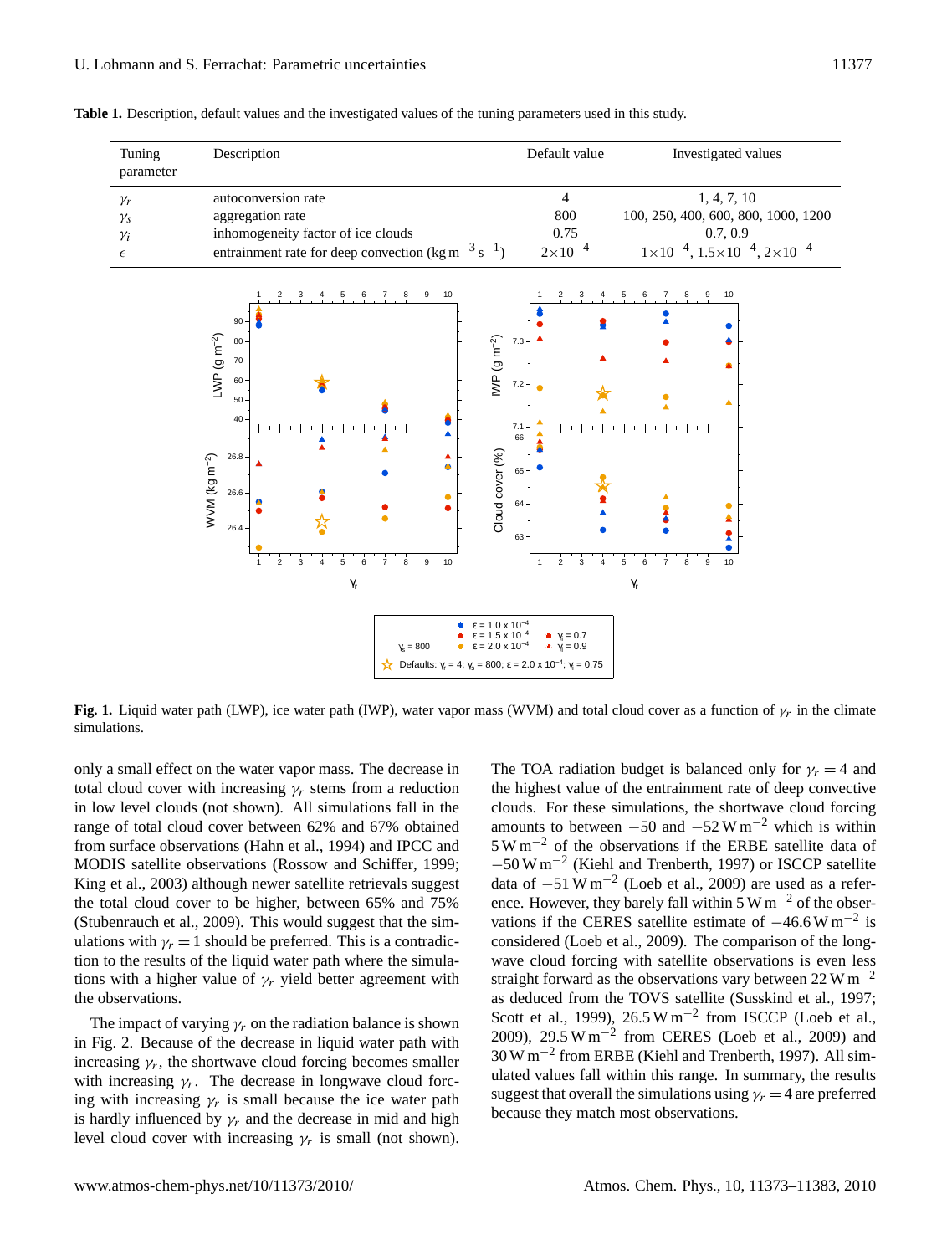**Table 1.** Description, default values and the investigated values of the tuning parameters used in this study.

| Tuning parameter | Description | Default value | Investigated values |
|---|---|---|---|
| $\gamma_r$ | autoconversion rate | 4 | 1, 4, 7, 10 |
| $\gamma_s$ | aggregation rate | 800 | 100, 250, 400, 600, 800, 1000, 1200 |
| $\gamma_i$ | inhomogeneity factor of ice clouds | 0.75 | 0.7, 0.9 |
| $\epsilon$ | entrainment rate for deep convection ($\text{kg m}^{-3}\,\text{s}^{-1}$) | $2\times10^{-4}$ | $1\times10^{-4}$, $1.5\times10^{-4}$, $2\times10^{-4}$ |

**Fig. 1.** Liquid water path (LWP), ice water path (IWP), water vapor mass (WVM) and total cloud cover as a function of $\gamma_r$ in the climate simulations.

only a small effect on the water vapor mass. The decrease in total cloud cover with increasing $\gamma_r$ stems from a reduction in low level clouds (not shown). All simulations fall in the range of total cloud cover between 62% and 67% obtained from surface observations (Hahn et al., 1994) and IPCC and MODIS satellite observations (Rossow and Schiffer, 1999; King et al., 2003) although newer satellite retrievals suggest the total cloud cover to be higher, between 65% and 75% (Stubenrauch et al., 2009). This would suggest that the simulations with $\gamma_r = 1$ should be preferred. This is a contradiction to the results of the liquid water path where the simulations with a higher value of $\gamma_r$ yield better agreement with the observations.

The impact of varying $\gamma_r$ on the radiation balance is shown in Fig. 2. Because of the decrease in liquid water path with increasing $\gamma_r$, the shortwave cloud forcing becomes smaller with increasing $\gamma_r$. The decrease in longwave cloud forcing with increasing $\gamma_r$ is small because the ice water path is hardly influenced by $\gamma_r$ and the decrease in mid and high level cloud cover with increasing $\gamma_r$ is small (not shown).

The TOA radiation budget is balanced only for $\gamma_r = 4$ and the highest value of the entrainment rate of deep convective clouds. For these simulations, the shortwave cloud forcing amounts to between $-50$ and $-52\,\text{W m}^{-2}$ which is within $5\,\text{W m}^{-2}$ of the observations if the ERBE satellite data of $-50\,\text{W m}^{-2}$ (Kiehl and Trenberth, 1997) or ISCCP satellite data of $-51\,\text{W m}^{-2}$ (Loeb et al., 2009) are used as a reference. However, they barely fall within $5\,\text{W m}^{-2}$ of the observations if the CERES satellite estimate of $-46.6\,\text{W m}^{-2}$ is considered (Loeb et al., 2009). The comparison of the longwave cloud forcing with satellite observations is even less straight forward as the observations vary between $22\,\text{W m}^{-2}$ as deduced from the TOVS satellite (Susskind et al., 1997; Scott et al., 1999), $26.5\,\text{W m}^{-2}$ from ISCCP (Loeb et al., 2009), $29.5\,\text{W m}^{-2}$ from CERES (Loeb et al., 2009) and $30\,\text{W m}^{-2}$ from ERBE (Kiehl and Trenberth, 1997). All simulated values fall within this range. In summary, the results suggest that overall the simulations using $\gamma_r = 4$ are preferred because they match most observations.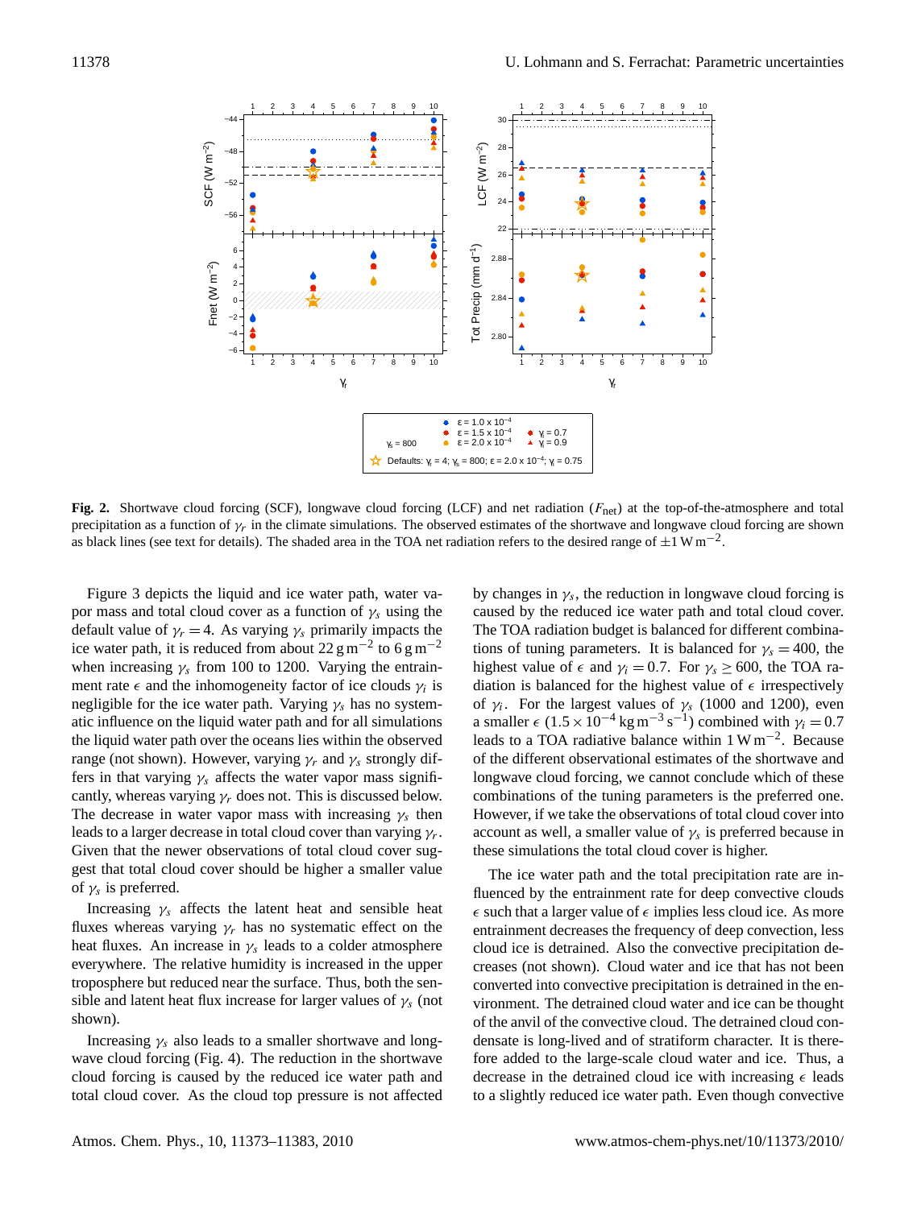**Fig. 2.** Shortwave cloud forcing (SCF), longwave cloud forcing (LCF) and net radiation ($F_{\mathrm{net}}$) at the top-of-the-atmosphere and total precipitation as a function of $\gamma_r$ in the climate simulations. The observed estimates of the shortwave and longwave cloud forcing are shown as black lines (see text for details). The shaded area in the TOA net radiation refers to the desired range of $\pm 1\,\mathrm{W\,m^{-2}}$.

Figure 3 depicts the liquid and ice water path, water vapor mass and total cloud cover as a function of $\gamma_s$ using the default value of $\gamma_r = 4$. As varying $\gamma_s$ primarily impacts the ice water path, it is reduced from about $22\,\mathrm{g\,m^{-2}}$ to $6\,\mathrm{g\,m^{-2}}$ when increasing $\gamma_s$ from 100 to 1200. Varying the entrainment rate $\epsilon$ and the inhomogeneity factor of ice clouds $\gamma_i$ is negligible for the ice water path. Varying $\gamma_s$ has no systematic influence on the liquid water path and for all simulations the liquid water path over the oceans lies within the observed range (not shown). However, varying $\gamma_r$ and $\gamma_s$ strongly differs in that varying $\gamma_s$ affects the water vapor mass significantly, whereas varying $\gamma_r$ does not. This is discussed below. The decrease in water vapor mass with increasing $\gamma_s$ then leads to a larger decrease in total cloud cover than varying $\gamma_r$. Given that the newer observations of total cloud cover suggest that total cloud cover should be higher a smaller value of $\gamma_s$ is preferred.

Increasing $\gamma_s$ affects the latent heat and sensible heat fluxes whereas varying $\gamma_r$ has no systematic effect on the heat fluxes. An increase in $\gamma_s$ leads to a colder atmosphere everywhere. The relative humidity is increased in the upper troposphere but reduced near the surface. Thus, both the sensible and latent heat flux increase for larger values of $\gamma_s$ (not shown).

Increasing $\gamma_s$ also leads to a smaller shortwave and longwave cloud forcing (Fig. 4). The reduction in the shortwave cloud forcing is caused by the reduced ice water path and total cloud cover. As the cloud top pressure is not affected by changes in $\gamma_s$, the reduction in longwave cloud forcing is caused by the reduced ice water path and total cloud cover. The TOA radiation budget is balanced for different combinations of tuning parameters. It is balanced for $\gamma_s = 400$, the highest value of $\epsilon$ and $\gamma_i = 0.7$. For $\gamma_s \geq 600$, the TOA radiation is balanced for the highest value of $\epsilon$ irrespectively of $\gamma_i$. For the largest values of $\gamma_s$ (1000 and 1200), even a smaller $\epsilon$ ($1.5 \times 10^{-4}\,\mathrm{kg\,m^{-3}\,s^{-1}}$) combined with $\gamma_i = 0.7$ leads to a TOA radiative balance within $1\,\mathrm{W\,m^{-2}}$. Because of the different observational estimates of the shortwave and longwave cloud forcing, we cannot conclude which of these combinations of the tuning parameters is the preferred one. However, if we take the observations of total cloud cover into account as well, a smaller value of $\gamma_s$ is preferred because in these simulations the total cloud cover is higher.

The ice water path and the total precipitation rate are influenced by the entrainment rate for deep convective clouds $\epsilon$ such that a larger value of $\epsilon$ implies less cloud ice. As more entrainment decreases the frequency of deep convection, less cloud ice is detrained. Also the convective precipitation decreases (not shown). Cloud water and ice that has not been converted into convective precipitation is detrained in the environment. The detrained cloud water and ice can be thought of the anvil of the convective cloud. The detrained cloud condensate is long-lived and of stratiform character. It is therefore added to the large-scale cloud water and ice. Thus, a decrease in the detrained cloud ice with increasing $\epsilon$ leads to a slightly reduced ice water path. Even though convective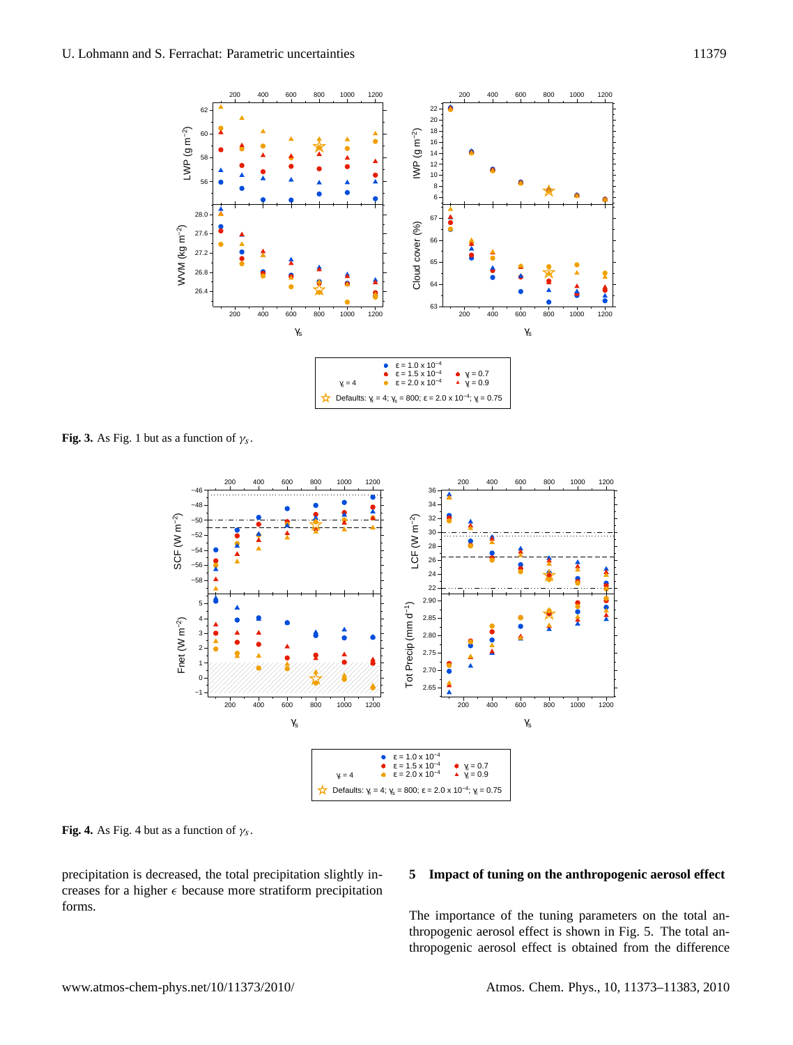**Fig. 3.** As Fig. 1 but as a function of $\gamma_s$.

**Fig. 4.** As Fig. 4 but as a function of $\gamma_s$.

precipitation is decreased, the total precipitation slightly increases for a higher $\epsilon$ because more stratiform precipitation forms.

## 5 Impact of tuning on the anthropogenic aerosol effect

The importance of the tuning parameters on the total anthropogenic aerosol effect is shown in Fig. 5. The total anthropogenic aerosol effect is obtained from the difference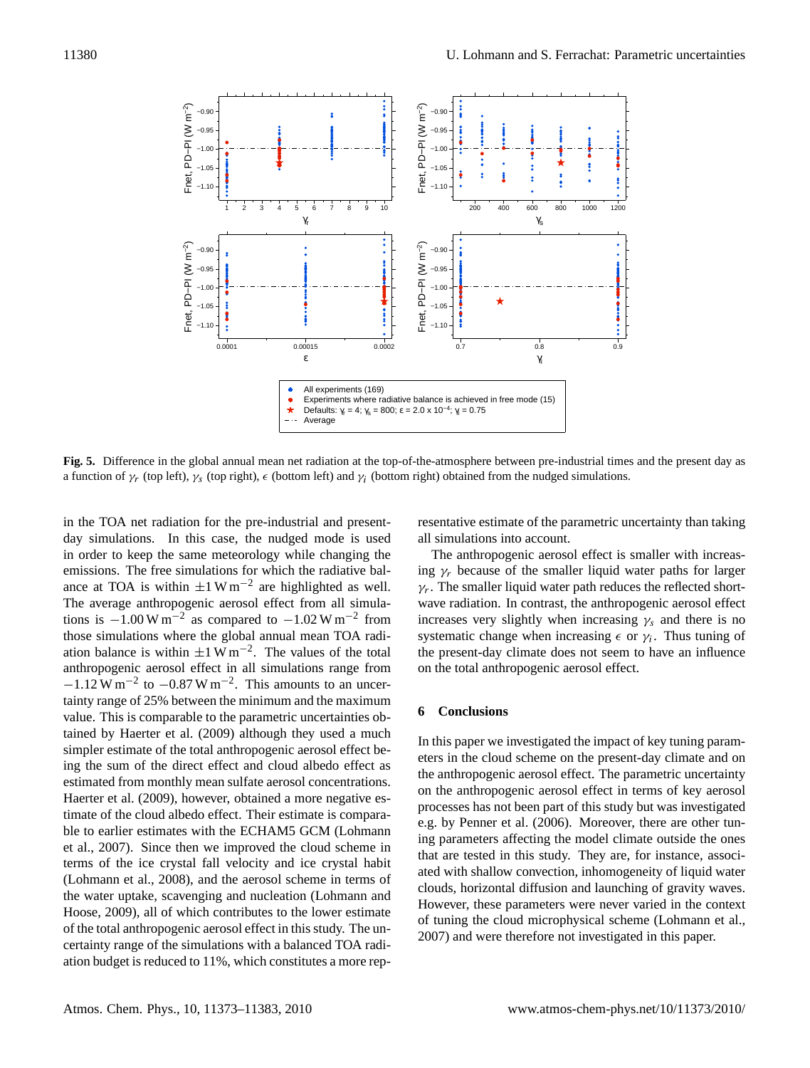**Fig. 5.** Difference in the global annual mean net radiation at the top-of-the-atmosphere between pre-industrial times and the present day as a function of $\gamma_r$ (top left), $\gamma_s$ (top right), $\epsilon$ (bottom left) and $\gamma_i$ (bottom right) obtained from the nudged simulations.

in the TOA net radiation for the pre-industrial and present-day simulations. In this case, the nudged mode is used in order to keep the same meteorology while changing the emissions. The free simulations for which the radiative balance at TOA is within $\pm 1\,\mathrm{W\,m^{-2}}$ are highlighted as well. The average anthropogenic aerosol effect from all simulations is $-1.00\,\mathrm{W\,m^{-2}}$ as compared to $-1.02\,\mathrm{W\,m^{-2}}$ from those simulations where the global annual mean TOA radiation balance is within $\pm 1\,\mathrm{W\,m^{-2}}$. The values of the total anthropogenic aerosol effect in all simulations range from $-1.12\,\mathrm{W\,m^{-2}}$ to $-0.87\,\mathrm{W\,m^{-2}}$. This amounts to an uncertainty range of 25% between the minimum and the maximum value. This is comparable to the parametric uncertainties obtained by Haerter et al. (2009) although they used a much simpler estimate of the total anthropogenic aerosol effect being the sum of the direct effect and cloud albedo effect as estimated from monthly mean sulfate aerosol concentrations. Haerter et al. (2009), however, obtained a more negative estimate of the cloud albedo effect. Their estimate is comparable to earlier estimates with the ECHAM5 GCM (Lohmann et al., 2007). Since then we improved the cloud scheme in terms of the ice crystal fall velocity and ice crystal habit (Lohmann et al., 2008), and the aerosol scheme in terms of the water uptake, scavenging and nucleation (Lohmann and Hoose, 2009), all of which contributes to the lower estimate of the total anthropogenic aerosol effect in this study. The uncertainty range of the simulations with a balanced TOA radiation budget is reduced to 11%, which constitutes a more representative estimate of the parametric uncertainty than taking all simulations into account.

The anthropogenic aerosol effect is smaller with increasing $\gamma_r$ because of the smaller liquid water paths for larger $\gamma_r$. The smaller liquid water path reduces the reflected shortwave radiation. In contrast, the anthropogenic aerosol effect increases very slightly when increasing $\gamma_s$ and there is no systematic change when increasing $\epsilon$ or $\gamma_i$. Thus tuning of the present-day climate does not seem to have an influence on the total anthropogenic aerosol effect.

## 6 Conclusions

In this paper we investigated the impact of key tuning parameters in the cloud scheme on the present-day climate and on the anthropogenic aerosol effect. The parametric uncertainty on the anthropogenic aerosol effect in terms of key aerosol processes has not been part of this study but was investigated e.g. by Penner et al. (2006). Moreover, there are other tuning parameters affecting the model climate outside the ones that are tested in this study. They are, for instance, associated with shallow convection, inhomogeneity of liquid water clouds, horizontal diffusion and launching of gravity waves. However, these parameters were never varied in the context of tuning the cloud microphysical scheme (Lohmann et al., 2007) and were therefore not investigated in this paper.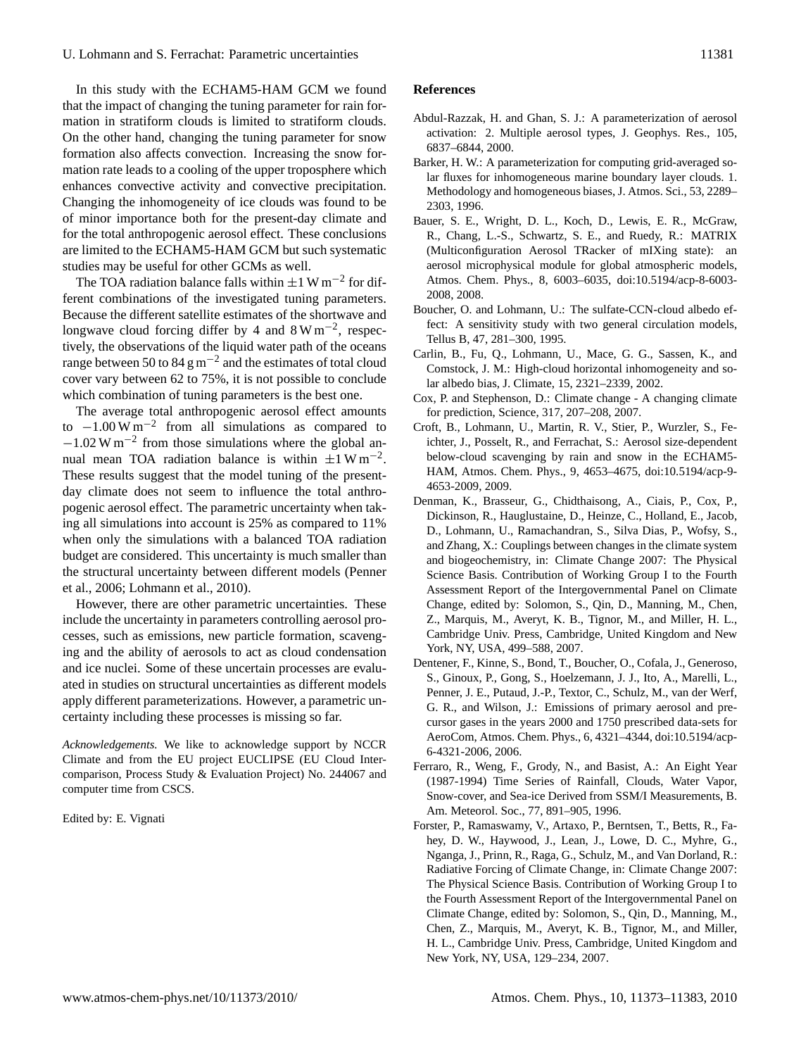In this study with the ECHAM5-HAM GCM we found that the impact of changing the tuning parameter for rain formation in stratiform clouds is limited to stratiform clouds. On the other hand, changing the tuning parameter for snow formation also affects convection. Increasing the snow formation rate leads to a cooling of the upper troposphere which enhances convective activity and convective precipitation. Changing the inhomogeneity of ice clouds was found to be of minor importance both for the present-day climate and for the total anthropogenic aerosol effect. These conclusions are limited to the ECHAM5-HAM GCM but such systematic studies may be useful for other GCMs as well.

The TOA radiation balance falls within $\pm 1\,\mathrm{W\,m^{-2}}$ for different combinations of the investigated tuning parameters. Because the different satellite estimates of the shortwave and longwave cloud forcing differ by 4 and $8\,\mathrm{W\,m^{-2}}$, respectively, the observations of the liquid water path of the oceans range between 50 to $84\,\mathrm{g\,m^{-2}}$ and the estimates of total cloud cover vary between 62 to 75%, it is not possible to conclude which combination of tuning parameters is the best one.

The average total anthropogenic aerosol effect amounts to $-1.00\,\mathrm{W\,m^{-2}}$ from all simulations as compared to $-1.02\,\mathrm{W\,m^{-2}}$ from those simulations where the global annual mean TOA radiation balance is within $\pm 1\,\mathrm{W\,m^{-2}}$. These results suggest that the model tuning of the present-day climate does not seem to influence the total anthropogenic aerosol effect. The parametric uncertainty when taking all simulations into account is 25% as compared to 11% when only the simulations with a balanced TOA radiation budget are considered. This uncertainty is much smaller than the structural uncertainty between different models (Penner et al., 2006; Lohmann et al., 2010).

However, there are other parametric uncertainties. These include the uncertainty in parameters controlling aerosol processes, such as emissions, new particle formation, scavenging and the ability of aerosols to act as cloud condensation and ice nuclei. Some of these uncertain processes are evaluated in studies on structural uncertainties as different models apply different parameterizations. However, a parametric uncertainty including these processes is missing so far.

*Acknowledgements.* We like to acknowledge support by NCCR Climate and from the EU project EUCLIPSE (EU Cloud Intercomparison, Process Study & Evaluation Project) No. 244067 and computer time from CSCS.

Edited by: E. Vignati

## References

Abdul-Razzak, H. and Ghan, S. J.: A parameterization of aerosol activation: 2. Multiple aerosol types, J. Geophys. Res., 105, 6837–6844, 2000.

Barker, H. W.: A parameterization for computing grid-averaged solar fluxes for inhomogeneous marine boundary layer clouds. 1. Methodology and homogeneous biases, J. Atmos. Sci., 53, 2289–2303, 1996.

Bauer, S. E., Wright, D. L., Koch, D., Lewis, E. R., McGraw, R., Chang, L.-S., Schwartz, S. E., and Ruedy, R.: MATRIX (Multiconfiguration Aerosol TRacker of mIXing state): an aerosol microphysical module for global atmospheric models, Atmos. Chem. Phys., 8, 6003–6035, doi:10.5194/acp-8-6003-2008, 2008.

Boucher, O. and Lohmann, U.: The sulfate-CCN-cloud albedo effect: A sensitivity study with two general circulation models, Tellus B, 47, 281–300, 1995.

Carlin, B., Fu, Q., Lohmann, U., Mace, G. G., Sassen, K., and Comstock, J. M.: High-cloud horizontal inhomogeneity and solar albedo bias, J. Climate, 15, 2321–2339, 2002.

Cox, P. and Stephenson, D.: Climate change - A changing climate for prediction, Science, 317, 207–208, 2007.

Croft, B., Lohmann, U., Martin, R. V., Stier, P., Wurzler, S., Feichter, J., Posselt, R., and Ferrachat, S.: Aerosol size-dependent below-cloud scavenging by rain and snow in the ECHAM5-HAM, Atmos. Chem. Phys., 9, 4653–4675, doi:10.5194/acp-9-4653-2009, 2009.

Denman, K., Brasseur, G., Chidthaisong, A., Ciais, P., Cox, P., Dickinson, R., Hauglustaine, D., Heinze, C., Holland, E., Jacob, D., Lohmann, U., Ramachandran, S., Silva Dias, P., Wofsy, S., and Zhang, X.: Couplings between changes in the climate system and biogeochemistry, in: Climate Change 2007: The Physical Science Basis. Contribution of Working Group I to the Fourth Assessment Report of the Intergovernmental Panel on Climate Change, edited by: Solomon, S., Qin, D., Manning, M., Chen, Z., Marquis, M., Averyt, K. B., Tignor, M., and Miller, H. L., Cambridge Univ. Press, Cambridge, United Kingdom and New York, NY, USA, 499–588, 2007.

Dentener, F., Kinne, S., Bond, T., Boucher, O., Cofala, J., Generoso, S., Ginoux, P., Gong, S., Hoelzemann, J. J., Ito, A., Marelli, L., Penner, J. E., Putaud, J.-P., Textor, C., Schulz, M., van der Werf, G. R., and Wilson, J.: Emissions of primary aerosol and precursor gases in the years 2000 and 1750 prescribed data-sets for AeroCom, Atmos. Chem. Phys., 6, 4321–4344, doi:10.5194/acp-6-4321-2006, 2006.

Ferraro, R., Weng, F., Grody, N., and Basist, A.: An Eight Year (1987-1994) Time Series of Rainfall, Clouds, Water Vapor, Snow-cover, and Sea-ice Derived from SSM/I Measurements, B. Am. Meteorol. Soc., 77, 891–905, 1996.

Forster, P., Ramaswamy, V., Artaxo, P., Berntsen, T., Betts, R., Fahey, D. W., Haywood, J., Lean, J., Lowe, D. C., Myhre, G., Nganga, J., Prinn, R., Raga, G., Schulz, M., and Van Dorland, R.: Radiative Forcing of Climate Change, in: Climate Change 2007: The Physical Science Basis. Contribution of Working Group I to the Fourth Assessment Report of the Intergovernmental Panel on Climate Change, edited by: Solomon, S., Qin, D., Manning, M., Chen, Z., Marquis, M., Averyt, K. B., Tignor, M., and Miller, H. L., Cambridge Univ. Press, Cambridge, United Kingdom and New York, NY, USA, 129–234, 2007.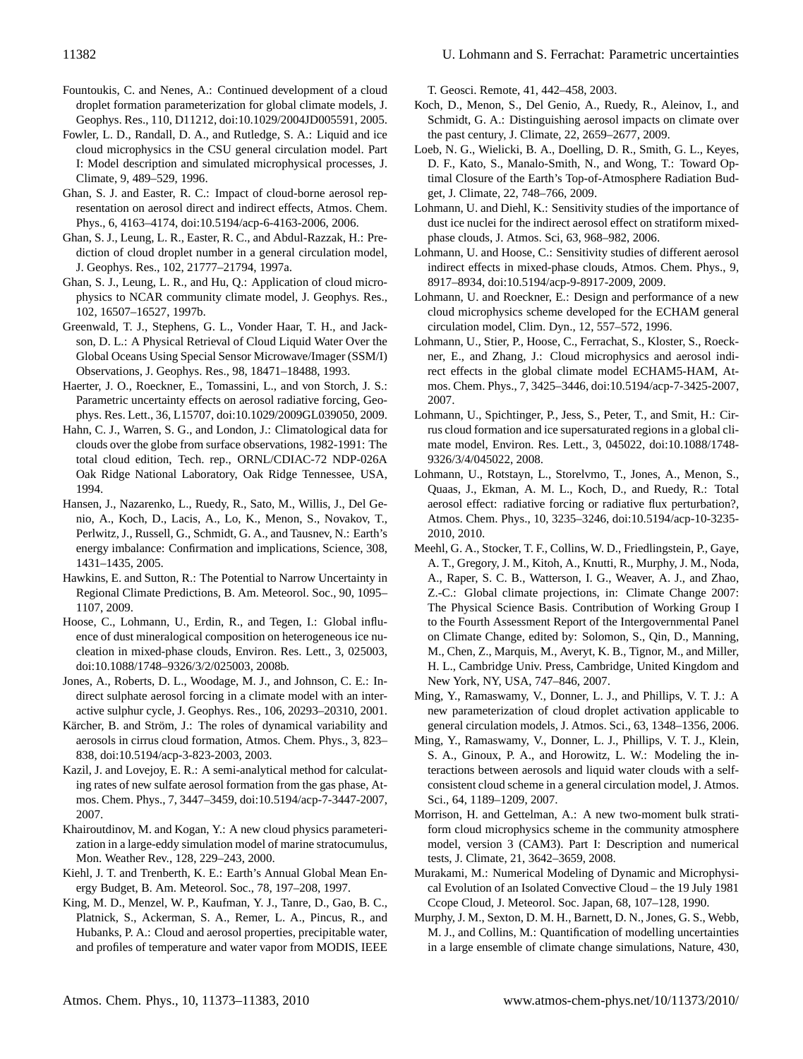Fountoukis, C. and Nenes, A.: Continued development of a cloud droplet formation parameterization for global climate models, J. Geophys. Res., 110, D11212, doi:10.1029/2004JD005591, 2005.

Fowler, L. D., Randall, D. A., and Rutledge, S. A.: Liquid and ice cloud microphysics in the CSU general circulation model. Part I: Model description and simulated microphysical processes, J. Climate, 9, 489–529, 1996.

Ghan, S. J. and Easter, R. C.: Impact of cloud-borne aerosol representation on aerosol direct and indirect effects, Atmos. Chem. Phys., 6, 4163–4174, doi:10.5194/acp-6-4163-2006, 2006.

Ghan, S. J., Leung, L. R., Easter, R. C., and Abdul-Razzak, H.: Prediction of cloud droplet number in a general circulation model, J. Geophys. Res., 102, 21777–21794, 1997a.

Ghan, S. J., Leung, L. R., and Hu, Q.: Application of cloud microphysics to NCAR community climate model, J. Geophys. Res., 102, 16507–16527, 1997b.

Greenwald, T. J., Stephens, G. L., Vonder Haar, T. H., and Jackson, D. L.: A Physical Retrieval of Cloud Liquid Water Over the Global Oceans Using Special Sensor Microwave/Imager (SSM/I) Observations, J. Geophys. Res., 98, 18471–18488, 1993.

Haerter, J. O., Roeckner, E., Tomassini, L., and von Storch, J. S.: Parametric uncertainty effects on aerosol radiative forcing, Geophys. Res. Lett., 36, L15707, doi:10.1029/2009GL039050, 2009.

Hahn, C. J., Warren, S. G., and London, J.: Climatological data for clouds over the globe from surface observations, 1982-1991: The total cloud edition, Tech. rep., ORNL/CDIAC-72 NDP-026A Oak Ridge National Laboratory, Oak Ridge Tennessee, USA, 1994.

Hansen, J., Nazarenko, L., Ruedy, R., Sato, M., Willis, J., Del Genio, A., Koch, D., Lacis, A., Lo, K., Menon, S., Novakov, T., Perlwitz, J., Russell, G., Schmidt, G. A., and Tausnev, N.: Earth's energy imbalance: Confirmation and implications, Science, 308, 1431–1435, 2005.

Hawkins, E. and Sutton, R.: The Potential to Narrow Uncertainty in Regional Climate Predictions, B. Am. Meteorol. Soc., 90, 1095–1107, 2009.

Hoose, C., Lohmann, U., Erdin, R., and Tegen, I.: Global influence of dust mineralogical composition on heterogeneous ice nucleation in mixed-phase clouds, Environ. Res. Lett., 3, 025003, doi:10.1088/1748–9326/3/2/025003, 2008b.

Jones, A., Roberts, D. L., Woodage, M. J., and Johnson, C. E.: Indirect sulphate aerosol forcing in a climate model with an interactive sulphur cycle, J. Geophys. Res., 106, 20293–20310, 2001.

Kärcher, B. and Ström, J.: The roles of dynamical variability and aerosols in cirrus cloud formation, Atmos. Chem. Phys., 3, 823–838, doi:10.5194/acp-3-823-2003, 2003.

Kazil, J. and Lovejoy, E. R.: A semi-analytical method for calculating rates of new sulfate aerosol formation from the gas phase, Atmos. Chem. Phys., 7, 3447–3459, doi:10.5194/acp-7-3447-2007, 2007.

Khairoutdinov, M. and Kogan, Y.: A new cloud physics parameterization in a large-eddy simulation model of marine stratocumulus, Mon. Weather Rev., 128, 229–243, 2000.

Kiehl, J. T. and Trenberth, K. E.: Earth's Annual Global Mean Energy Budget, B. Am. Meteorol. Soc., 78, 197–208, 1997.

King, M. D., Menzel, W. P., Kaufman, Y. J., Tanre, D., Gao, B. C., Platnick, S., Ackerman, S. A., Remer, L. A., Pincus, R., and Hubanks, P. A.: Cloud and aerosol properties, precipitable water, and profiles of temperature and water vapor from MODIS, IEEE T. Geosci. Remote, 41, 442–458, 2003.

Koch, D., Menon, S., Del Genio, A., Ruedy, R., Aleinov, I., and Schmidt, G. A.: Distinguishing aerosol impacts on climate over the past century, J. Climate, 22, 2659–2677, 2009.

Loeb, N. G., Wielicki, B. A., Doelling, D. R., Smith, G. L., Keyes, D. F., Kato, S., Manalo-Smith, N., and Wong, T.: Toward Optimal Closure of the Earth's Top-of-Atmosphere Radiation Budget, J. Climate, 22, 748–766, 2009.

Lohmann, U. and Diehl, K.: Sensitivity studies of the importance of dust ice nuclei for the indirect aerosol effect on stratiform mixed-phase clouds, J. Atmos. Sci, 63, 968–982, 2006.

Lohmann, U. and Hoose, C.: Sensitivity studies of different aerosol indirect effects in mixed-phase clouds, Atmos. Chem. Phys., 9, 8917–8934, doi:10.5194/acp-9-8917-2009, 2009.

Lohmann, U. and Roeckner, E.: Design and performance of a new cloud microphysics scheme developed for the ECHAM general circulation model, Clim. Dyn., 12, 557–572, 1996.

Lohmann, U., Stier, P., Hoose, C., Ferrachat, S., Kloster, S., Roeckner, E., and Zhang, J.: Cloud microphysics and aerosol indirect effects in the global climate model ECHAM5-HAM, Atmos. Chem. Phys., 7, 3425–3446, doi:10.5194/acp-7-3425-2007, 2007.

Lohmann, U., Spichtinger, P., Jess, S., Peter, T., and Smit, H.: Cirrus cloud formation and ice supersaturated regions in a global climate model, Environ. Res. Lett., 3, 045022, doi:10.1088/1748-9326/3/4/045022, 2008.

Lohmann, U., Rotstayn, L., Storelvmo, T., Jones, A., Menon, S., Quaas, J., Ekman, A. M. L., Koch, D., and Ruedy, R.: Total aerosol effect: radiative forcing or radiative flux perturbation?, Atmos. Chem. Phys., 10, 3235–3246, doi:10.5194/acp-10-3235-2010, 2010.

Meehl, G. A., Stocker, T. F., Collins, W. D., Friedlingstein, P., Gaye, A. T., Gregory, J. M., Kitoh, A., Knutti, R., Murphy, J. M., Noda, A., Raper, S. C. B., Watterson, I. G., Weaver, A. J., and Zhao, Z.-C.: Global climate projections, in: Climate Change 2007: The Physical Science Basis. Contribution of Working Group I to the Fourth Assessment Report of the Intergovernmental Panel on Climate Change, edited by: Solomon, S., Qin, D., Manning, M., Chen, Z., Marquis, M., Averyt, K. B., Tignor, M., and Miller, H. L., Cambridge Univ. Press, Cambridge, United Kingdom and New York, NY, USA, 747–846, 2007.

Ming, Y., Ramaswamy, V., Donner, L. J., and Phillips, V. T. J.: A new parameterization of cloud droplet activation applicable to general circulation models, J. Atmos. Sci., 63, 1348–1356, 2006.

Ming, Y., Ramaswamy, V., Donner, L. J., Phillips, V. T. J., Klein, S. A., Ginoux, P. A., and Horowitz, L. W.: Modeling the interactions between aerosols and liquid water clouds with a self-consistent cloud scheme in a general circulation model, J. Atmos. Sci., 64, 1189–1209, 2007.

Morrison, H. and Gettelman, A.: A new two-moment bulk stratiform cloud microphysics scheme in the community atmosphere model, version 3 (CAM3). Part I: Description and numerical tests, J. Climate, 21, 3642–3659, 2008.

Murakami, M.: Numerical Modeling of Dynamic and Microphysical Evolution of an Isolated Convective Cloud – the 19 July 1981 Ccope Cloud, J. Meteorol. Soc. Japan, 68, 107–128, 1990.

Murphy, J. M., Sexton, D. M. H., Barnett, D. N., Jones, G. S., Webb, M. J., and Collins, M.: Quantification of modelling uncertainties in a large ensemble of climate change simulations, Nature, 430,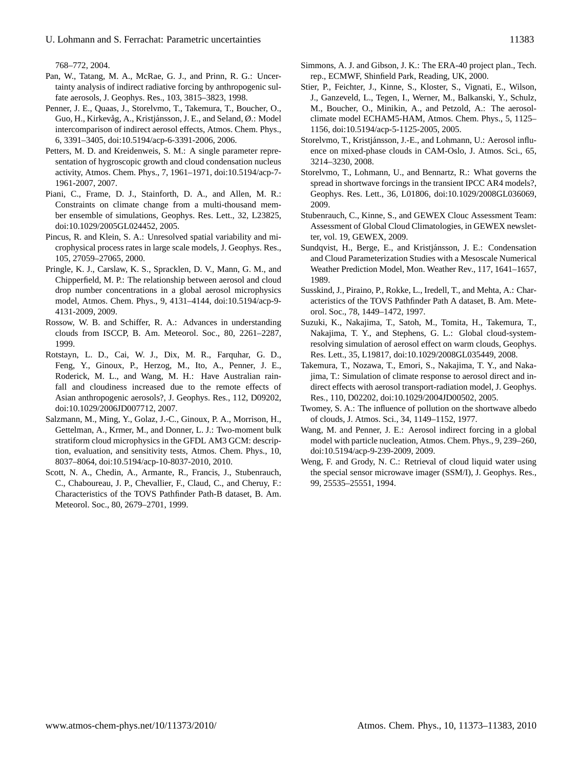768–772, 2004.

Pan, W., Tatang, M. A., McRae, G. J., and Prinn, R. G.: Uncertainty analysis of indirect radiative forcing by anthropogenic sulfate aerosols, J. Geophys. Res., 103, 3815–3823, 1998.

Penner, J. E., Quaas, J., Storelvmo, T., Takemura, T., Boucher, O., Guo, H., Kirkevåg, A., Kristjánsson, J. E., and Seland, Ø.: Model intercomparison of indirect aerosol effects, Atmos. Chem. Phys., 6, 3391–3405, doi:10.5194/acp-6-3391-2006, 2006.

Petters, M. D. and Kreidenweis, S. M.: A single parameter representation of hygroscopic growth and cloud condensation nucleus activity, Atmos. Chem. Phys., 7, 1961–1971, doi:10.5194/acp-7-1961-2007, 2007.

Piani, C., Frame, D. J., Stainforth, D. A., and Allen, M. R.: Constraints on climate change from a multi-thousand member ensemble of simulations, Geophys. Res. Lett., 32, L23825, doi:10.1029/2005GL024452, 2005.

Pincus, R. and Klein, S. A.: Unresolved spatial variability and microphysical process rates in large scale models, J. Geophys. Res., 105, 27059–27065, 2000.

Pringle, K. J., Carslaw, K. S., Spracklen, D. V., Mann, G. M., and Chipperfield, M. P.: The relationship between aerosol and cloud drop number concentrations in a global aerosol microphysics model, Atmos. Chem. Phys., 9, 4131–4144, doi:10.5194/acp-9-4131-2009, 2009.

Rossow, W. B. and Schiffer, R. A.: Advances in understanding clouds from ISCCP, B. Am. Meteorol. Soc., 80, 2261–2287, 1999.

Rotstayn, L. D., Cai, W. J., Dix, M. R., Farquhar, G. D., Feng, Y., Ginoux, P., Herzog, M., Ito, A., Penner, J. E., Roderick, M. L., and Wang, M. H.: Have Australian rainfall and cloudiness increased due to the remote effects of Asian anthropogenic aerosols?, J. Geophys. Res., 112, D09202, doi:10.1029/2006JD007712, 2007.

Salzmann, M., Ming, Y., Golaz, J.-C., Ginoux, P. A., Morrison, H., Gettelman, A., Krmer, M., and Donner, L. J.: Two-moment bulk stratiform cloud microphysics in the GFDL AM3 GCM: description, evaluation, and sensitivity tests, Atmos. Chem. Phys., 10, 8037–8064, doi:10.5194/acp-10-8037-2010, 2010.

Scott, N. A., Chedin, A., Armante, R., Francis, J., Stubenrauch, C., Chaboureau, J. P., Chevallier, F., Claud, C., and Cheruy, F.: Characteristics of the TOVS Pathfinder Path-B dataset, B. Am. Meteorol. Soc., 80, 2679–2701, 1999.

Simmons, A. J. and Gibson, J. K.: The ERA-40 project plan., Tech. rep., ECMWF, Shinfield Park, Reading, UK, 2000.

Stier, P., Feichter, J., Kinne, S., Kloster, S., Vignati, E., Wilson, J., Ganzeveld, L., Tegen, I., Werner, M., Balkanski, Y., Schulz, M., Boucher, O., Minikin, A., and Petzold, A.: The aerosol-climate model ECHAM5-HAM, Atmos. Chem. Phys., 5, 1125–1156, doi:10.5194/acp-5-1125-2005, 2005.

Storelvmo, T., Kristjánsson, J.-E., and Lohmann, U.: Aerosol influence on mixed-phase clouds in CAM-Oslo, J. Atmos. Sci., 65, 3214–3230, 2008.

Storelvmo, T., Lohmann, U., and Bennartz, R.: What governs the spread in shortwave forcings in the transient IPCC AR4 models?, Geophys. Res. Lett., 36, L01806, doi:10.1029/2008GL036069, 2009.

Stubenrauch, C., Kinne, S., and GEWEX Clouc Assessment Team: Assessment of Global Cloud Climatologies, in GEWEX newsletter, vol. 19, GEWEX, 2009.

Sundqvist, H., Berge, E., and Kristjánsson, J. E.: Condensation and Cloud Parameterization Studies with a Mesoscale Numerical Weather Prediction Model, Mon. Weather Rev., 117, 1641–1657, 1989.

Susskind, J., Piraino, P., Rokke, L., Iredell, T., and Mehta, A.: Characteristics of the TOVS Pathfinder Path A dataset, B. Am. Meteorol. Soc., 78, 1449–1472, 1997.

Suzuki, K., Nakajima, T., Satoh, M., Tomita, H., Takemura, T., Nakajima, T. Y., and Stephens, G. L.: Global cloud-system-resolving simulation of aerosol effect on warm clouds, Geophys. Res. Lett., 35, L19817, doi:10.1029/2008GL035449, 2008.

Takemura, T., Nozawa, T., Emori, S., Nakajima, T. Y., and Nakajima, T.: Simulation of climate response to aerosol direct and indirect effects with aerosol transport-radiation model, J. Geophys. Res., 110, D02202, doi:10.1029/2004JD00502, 2005.

Twomey, S. A.: The influence of pollution on the shortwave albedo of clouds, J. Atmos. Sci., 34, 1149–1152, 1977.

Wang, M. and Penner, J. E.: Aerosol indirect forcing in a global model with particle nucleation, Atmos. Chem. Phys., 9, 239–260, doi:10.5194/acp-9-239-2009, 2009.

Weng, F. and Grody, N. C.: Retrieval of cloud liquid water using the special sensor microwave imager (SSM/I), J. Geophys. Res., 99, 25535–25551, 1994.